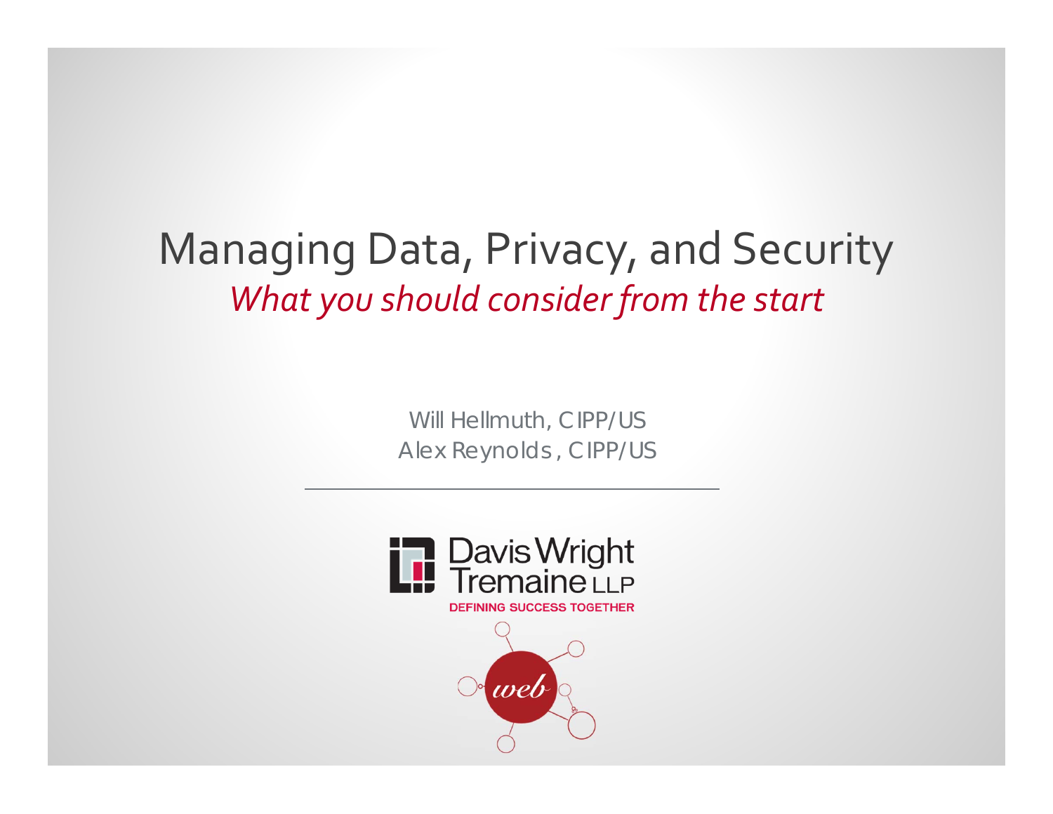# Managing Data, Privacy, and Security

*What you should consider from the start*

Will Hellmuth, CIPP/US
Alex Reynolds, CIPP/US

Davis Wright Tremaine LLP

DEFINING SUCCESS TOGETHER

web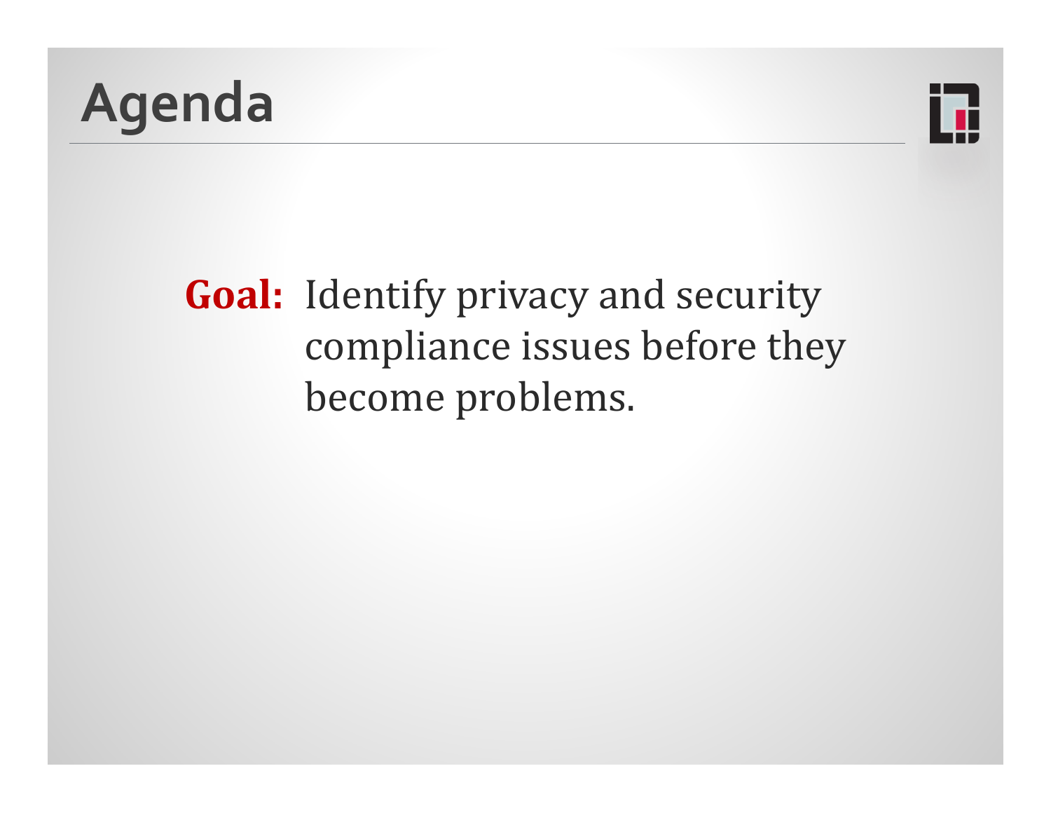# Agenda

**Goal:** Identify privacy and security compliance issues before they become problems.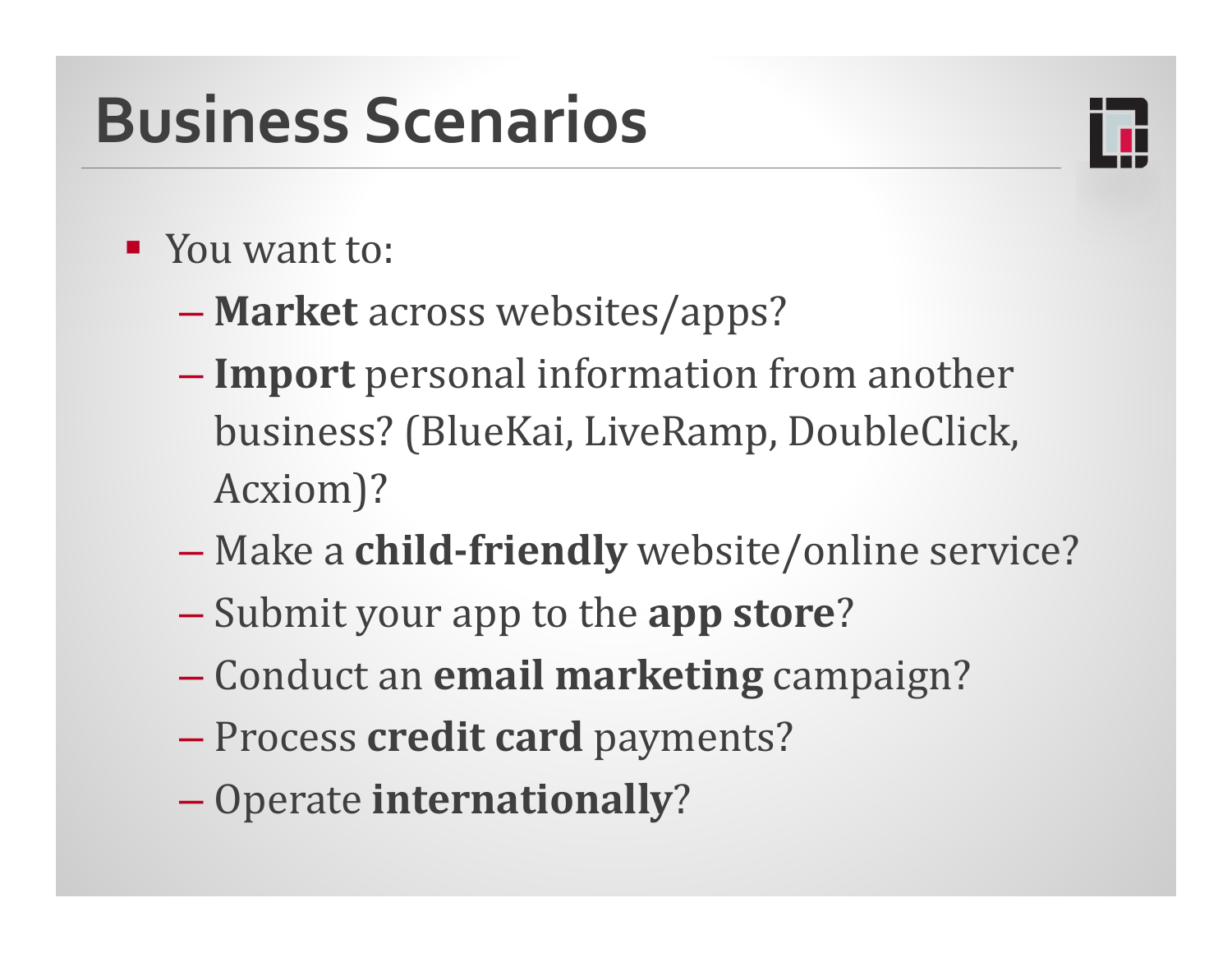# Business Scenarios

- You want to:
  - **Market** across websites/apps?
  - **Import** personal information from another business? (BlueKai, LiveRamp, DoubleClick, Acxiom)?
  - Make a **child-friendly** website/online service?
  - Submit your app to the **app store**?
  - Conduct an **email marketing** campaign?
  - Process **credit card** payments?
  - Operate **internationally**?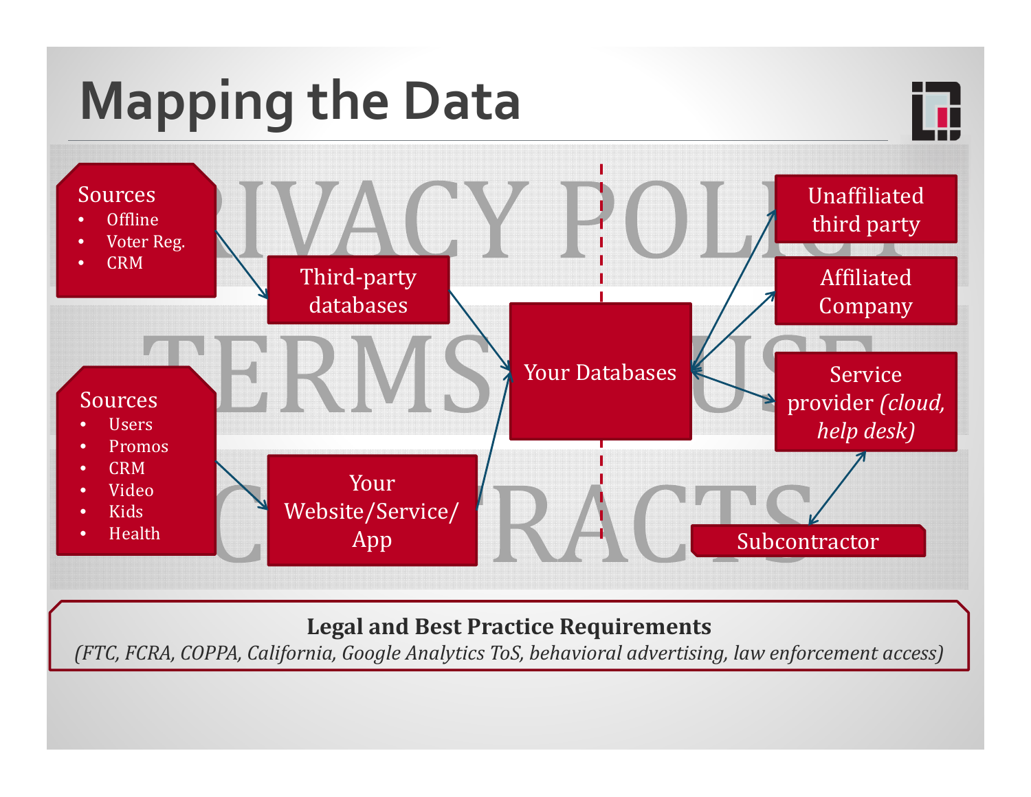# Mapping the Data

PRIVACY POLICY

TERMS OF USE

CONTRACTS

**Sources**
- Offline
- Voter Reg.
- CRM

Third-party databases

**Sources**
- Users
- Promos
- CRM
- Video
- Kids
- Health

Your Website/Service/ App

Your Databases

Unaffiliated third party

Affiliated Company

Service provider *(cloud, help desk)*

Subcontractor

**Legal and Best Practice Requirements**

*(FTC, FCRA, COPPA, California, Google Analytics ToS, behavioral advertising, law enforcement access)*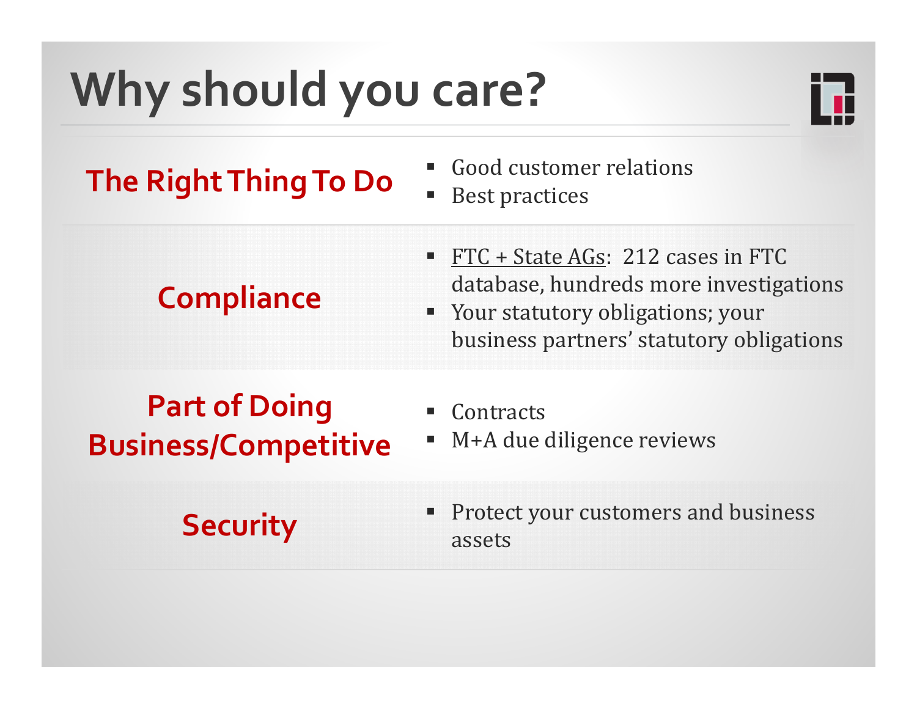# Why should you care?

## The Right Thing To Do

- Good customer relations
- Best practices

## Compliance

- FTC + State AGs: 212 cases in FTC database, hundreds more investigations
- Your statutory obligations; your business partners' statutory obligations

## Part of Doing Business/Competitive

- Contracts
- M+A due diligence reviews

## Security

- Protect your customers and business assets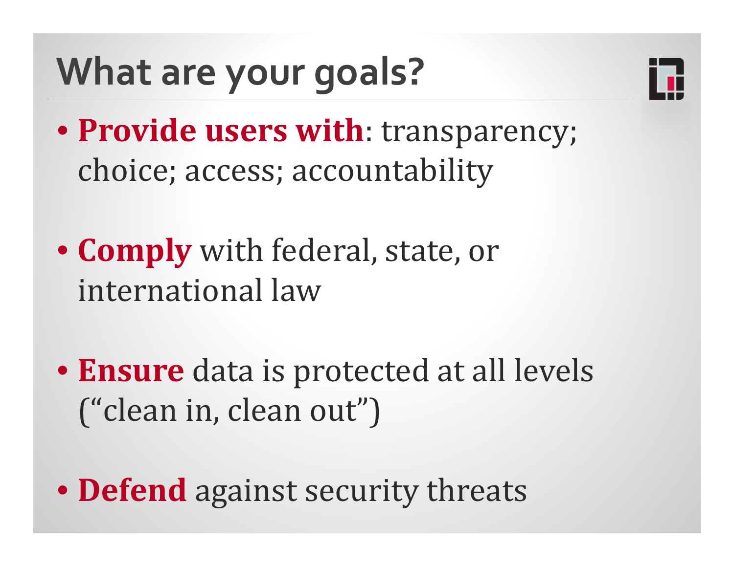# What are your goals?

- **Provide users with**: transparency; choice; access; accountability
- **Comply** with federal, state, or international law
- **Ensure** data is protected at all levels ("clean in, clean out")
- **Defend** against security threats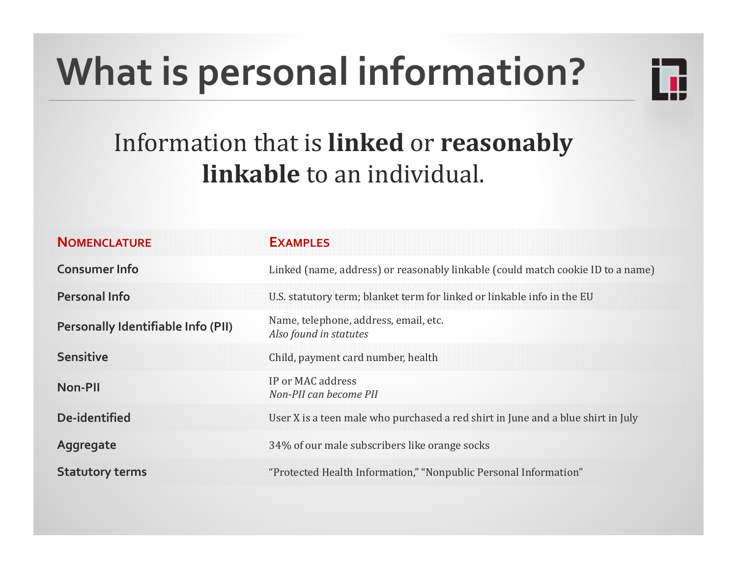# What is personal information?

Information that is **linked** or **reasonably linkable** to an individual.

| NOMENCLATURE | EXAMPLES |
|---|---|
| **Consumer Info** | Linked (name, address) or reasonably linkable (could match cookie ID to a name) |
| **Personal Info** | U.S. statutory term; blanket term for linked or linkable info in the EU |
| **Personally Identifiable Info (PII)** | Name, telephone, address, email, etc. *Also found in statutes* |
| **Sensitive** | Child, payment card number, health |
| **Non-PII** | IP or MAC address *Non-PII can become PII* |
| **De-identified** | User X is a teen male who purchased a red shirt in June and a blue shirt in July |
| **Aggregate** | 34% of our male subscribers like orange socks |
| **Statutory terms** | "Protected Health Information," "Nonpublic Personal Information" |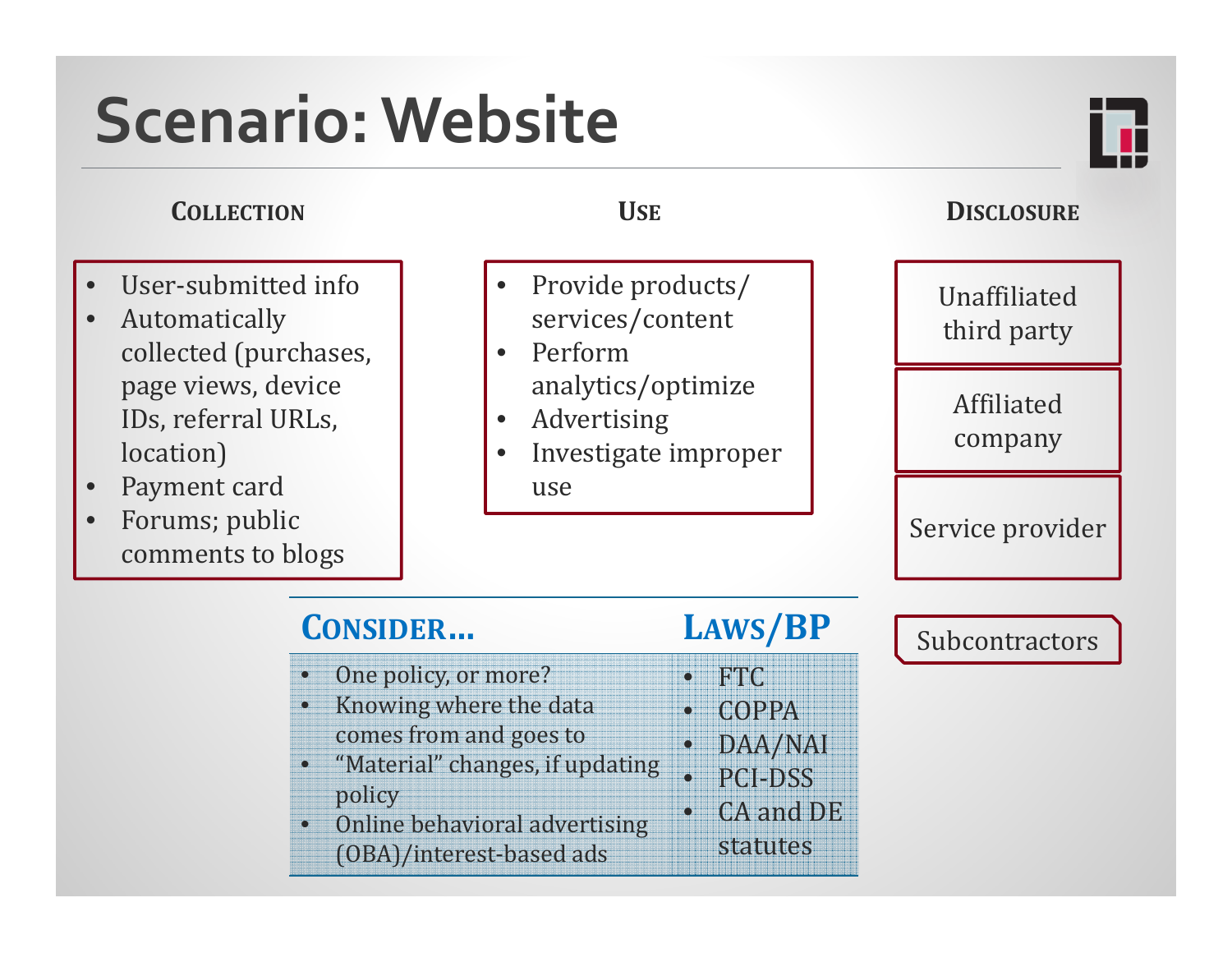# Scenario: Website

### Collection

- User-submitted info
- Automatically collected (purchases, page views, device IDs, referral URLs, location)
- Payment card
- Forums; public comments to blogs

### Use

- Provide products/ services/content
- Perform analytics/optimize
- Advertising
- Investigate improper use

### Disclosure

- Unaffiliated third party
- Affiliated company
- Service provider
- Subcontractors

### Consider…

- One policy, or more?
- Knowing where the data comes from and goes to
- "Material" changes, if updating policy
- Online behavioral advertising (OBA)/interest-based ads

### Laws/BP

- FTC
- COPPA
- DAA/NAI
- PCI-DSS
- CA and DE statutes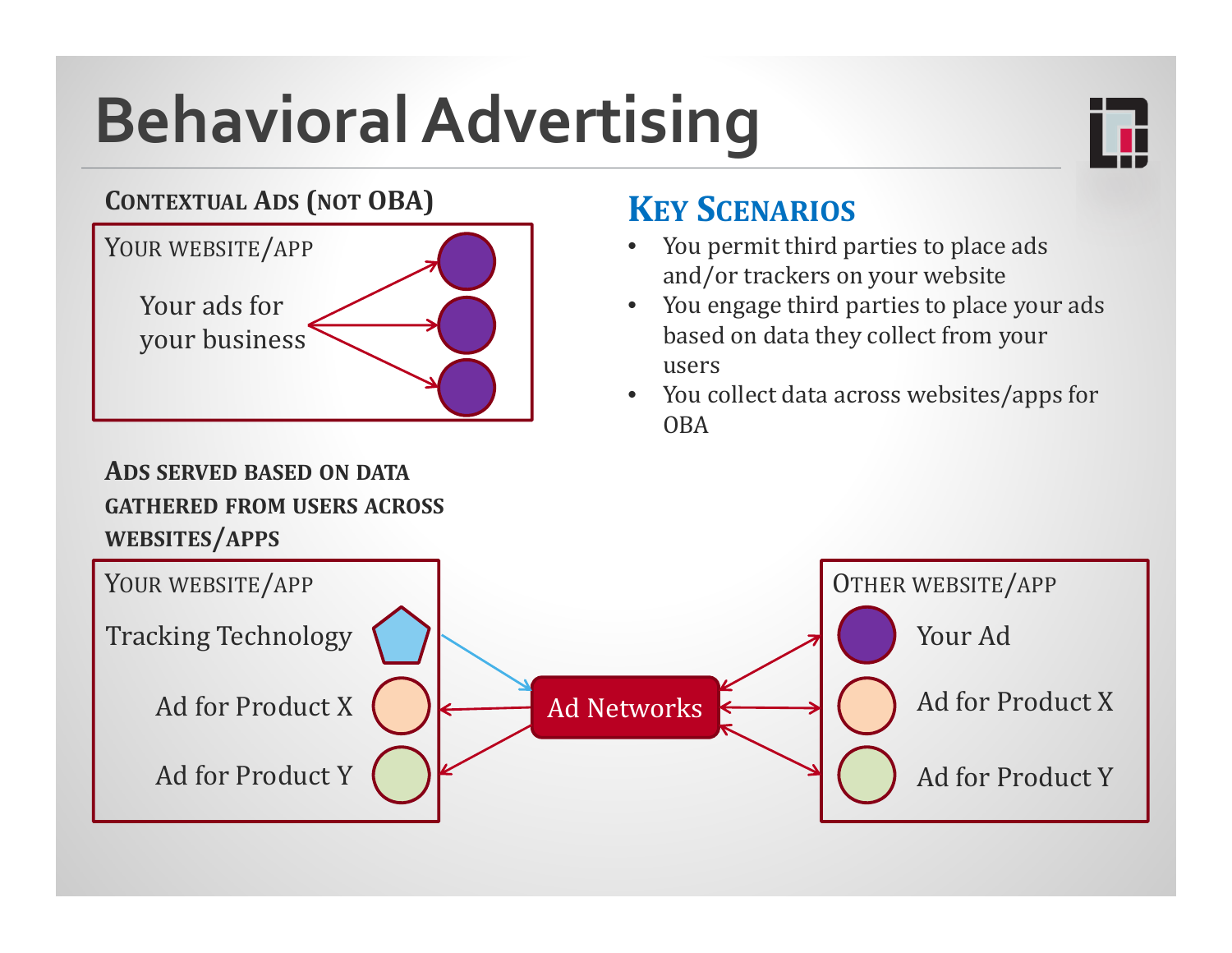# Behavioral Advertising

**Contextual Ads (not OBA)**

Your website/app

Your ads for your business

**Ads served based on data gathered from users across websites/apps**

Your website/app

Tracking Technology

Ad for Product X

Ad for Product Y

Ad Networks

Other website/app

Your Ad

Ad for Product X

Ad for Product Y

## Key Scenarios

- You permit third parties to place ads and/or trackers on your website
- You engage third parties to place your ads based on data they collect from your users
- You collect data across websites/apps for OBA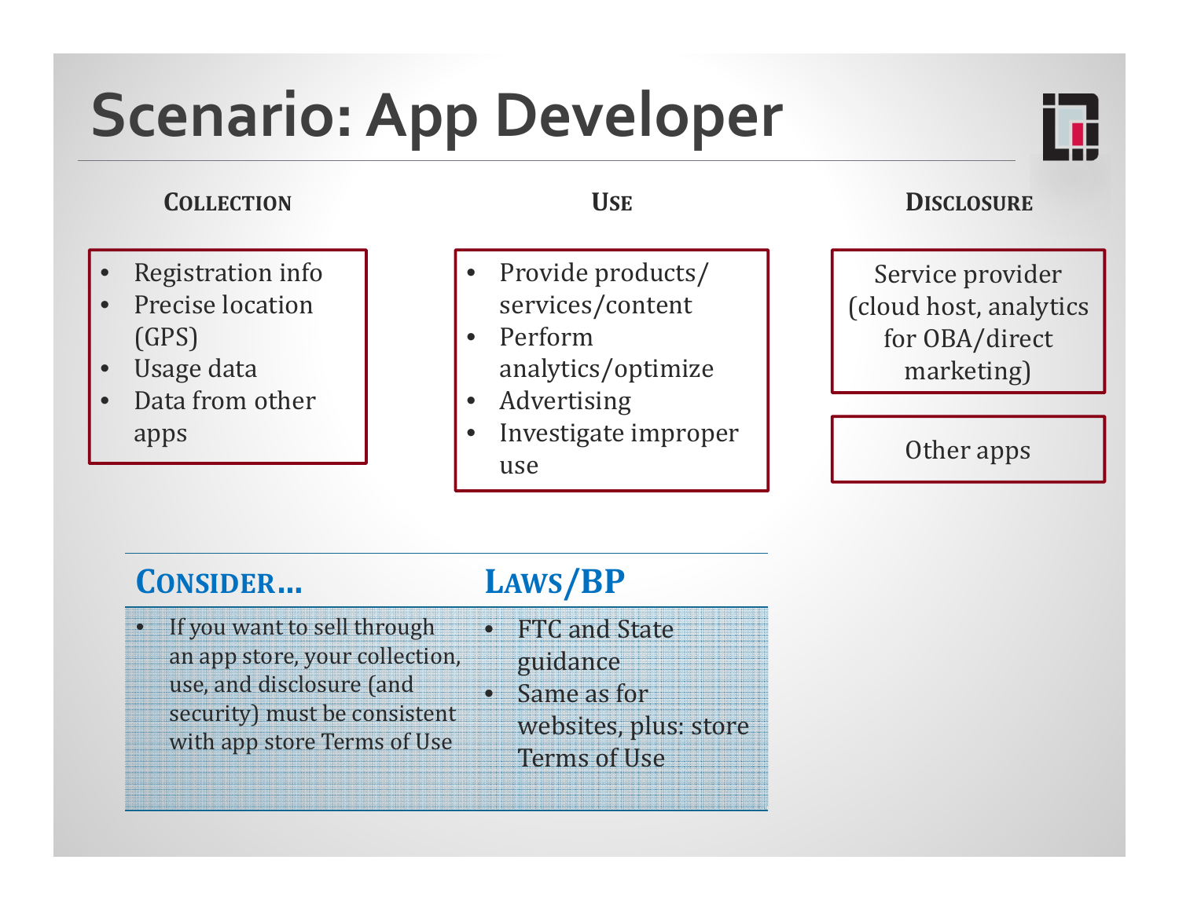# Scenario: App Developer

### Collection

- Registration info
- Precise location (GPS)
- Usage data
- Data from other apps

### Use

- Provide products/ services/content
- Perform analytics/optimize
- Advertising
- Investigate improper use

### Disclosure

Service provider (cloud host, analytics for OBA/direct marketing)

Other apps

### Consider…

- If you want to sell through an app store, your collection, use, and disclosure (and security) must be consistent with app store Terms of Use

### Laws/BP

- FTC and State guidance
- Same as for websites, plus: store Terms of Use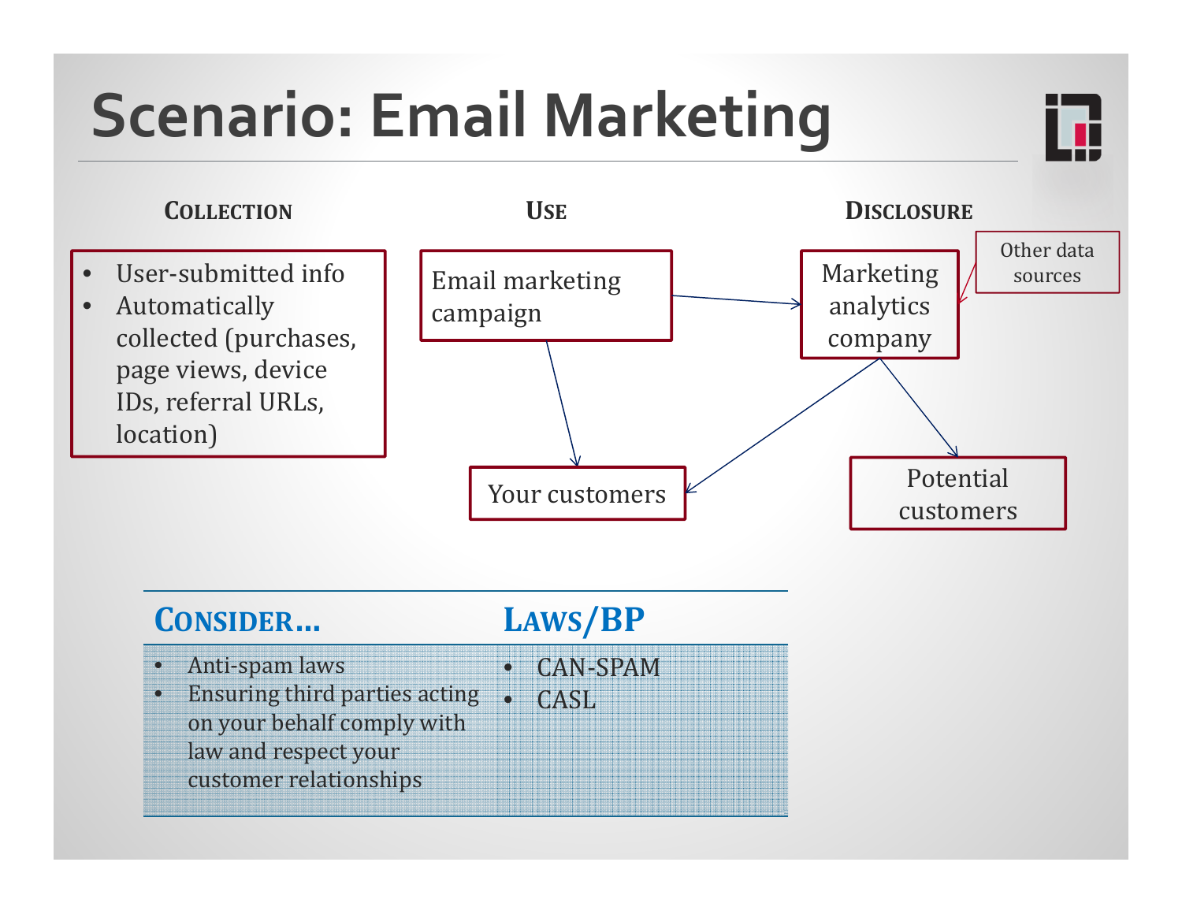# Scenario: Email Marketing

### Collection

- User-submitted info
- Automatically collected (purchases, page views, device IDs, referral URLs, location)

### Use

Email marketing campaign → Marketing analytics company

Email marketing campaign → Your customers

### Disclosure

Marketing analytics company ← Other data sources

Marketing analytics company → Your customers

Marketing analytics company → Potential customers

| **Consider…** | **Laws/BP** |
| --- | --- |
| • Anti-spam laws<br>• Ensuring third parties acting on your behalf comply with law and respect your customer relationships | • CAN-SPAM<br>• CASL |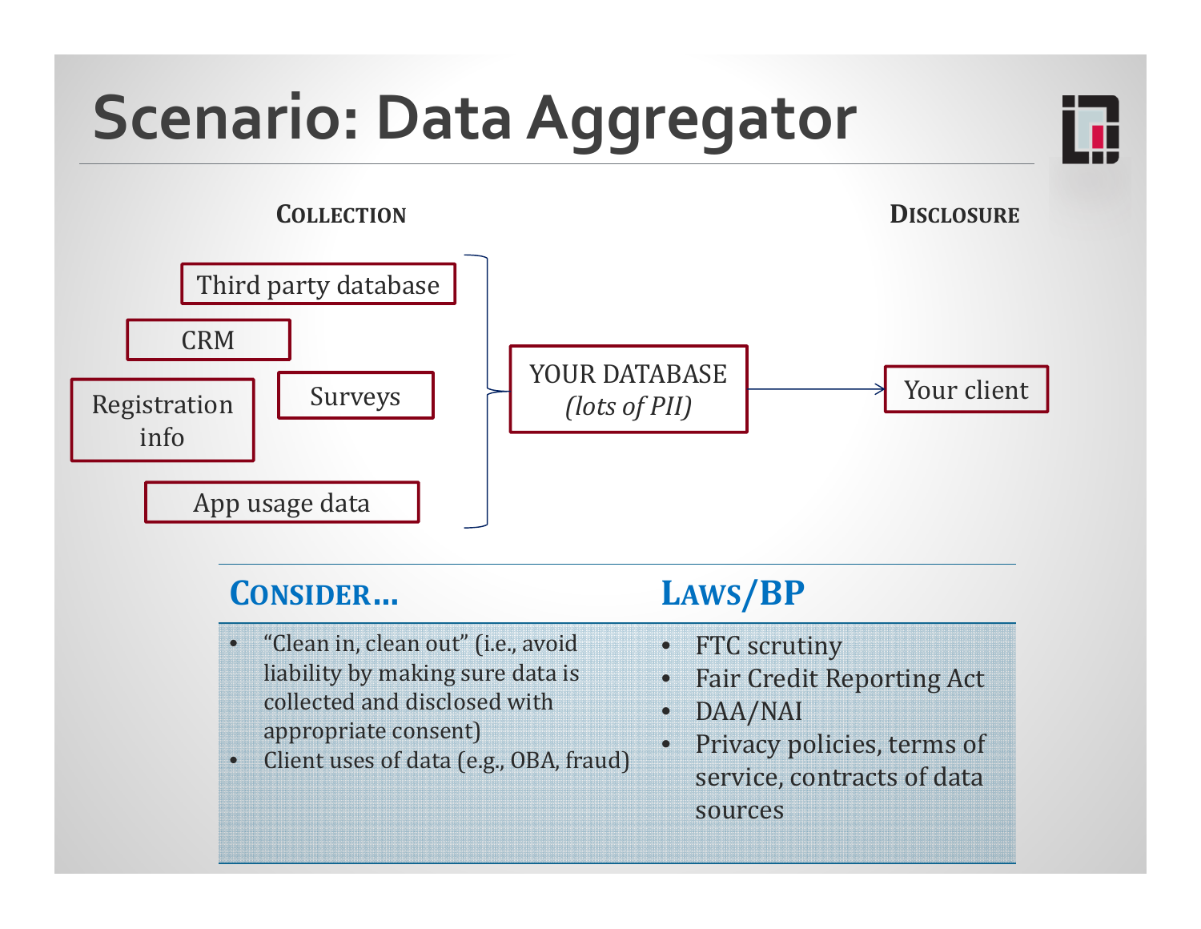# Scenario: Data Aggregator

**COLLECTION**

- Third party database
- CRM
- Registration info
- Surveys
- App usage data

→ YOUR DATABASE *(lots of PII)* → Your client

**DISCLOSURE**

| CONSIDER… | LAWS/BP |
|---|---|
| • "Clean in, clean out" (i.e., avoid liability by making sure data is collected and disclosed with appropriate consent)<br>• Client uses of data (e.g., OBA, fraud) | • FTC scrutiny<br>• Fair Credit Reporting Act<br>• DAA/NAI<br>• Privacy policies, terms of service, contracts of data sources |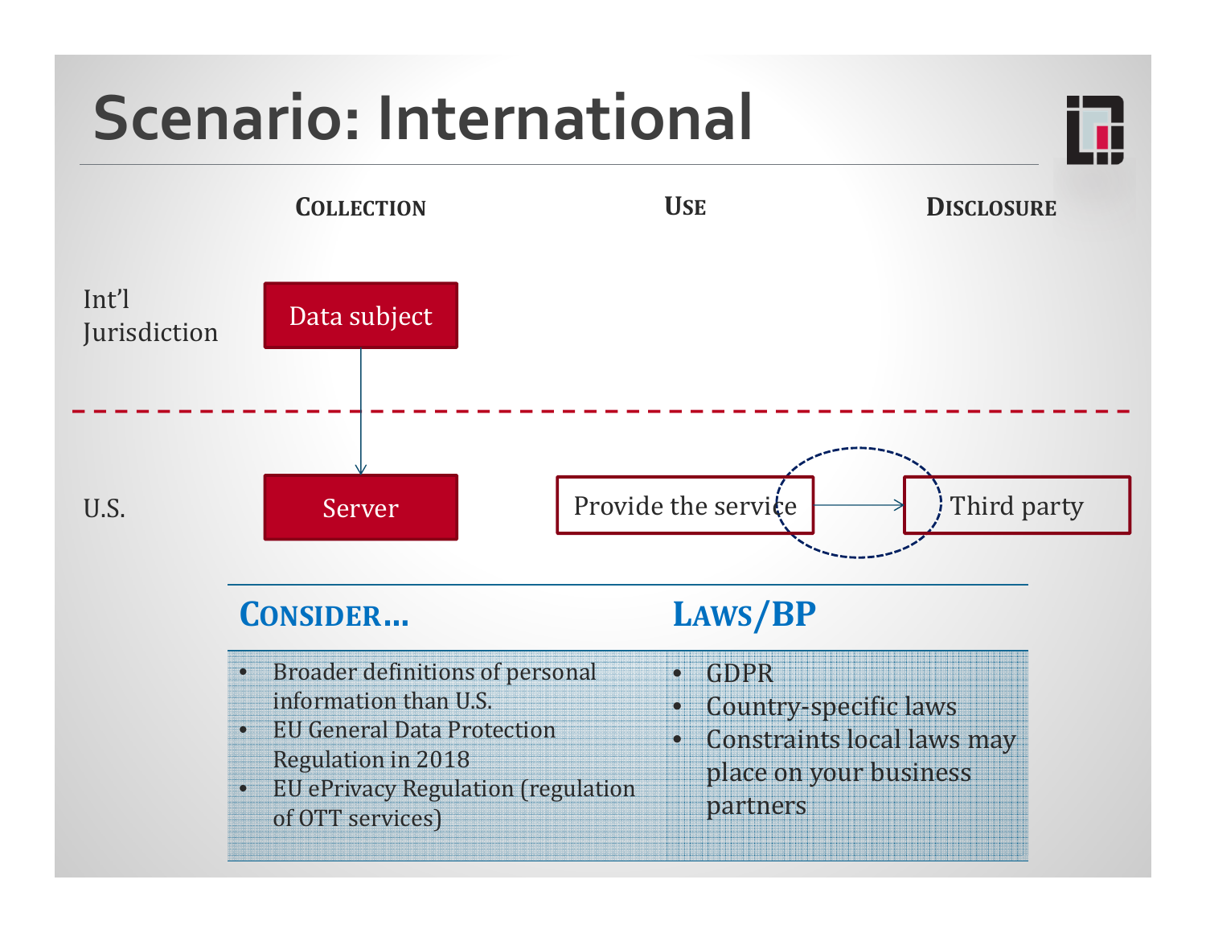# Scenario: International

| | COLLECTION | USE | DISCLOSURE |
|---|---|---|---|
| Int'l Jurisdiction | Data subject | | |
| U.S. | Server | Provide the service → | Third party |

| **CONSIDER…** | **LAWS/BP** |
|---|---|
| • Broader definitions of personal information than U.S.<br>• EU General Data Protection Regulation in 2018<br>• EU ePrivacy Regulation (regulation of OTT services) | • GDPR<br>• Country-specific laws<br>• Constraints local laws may place on your business partners |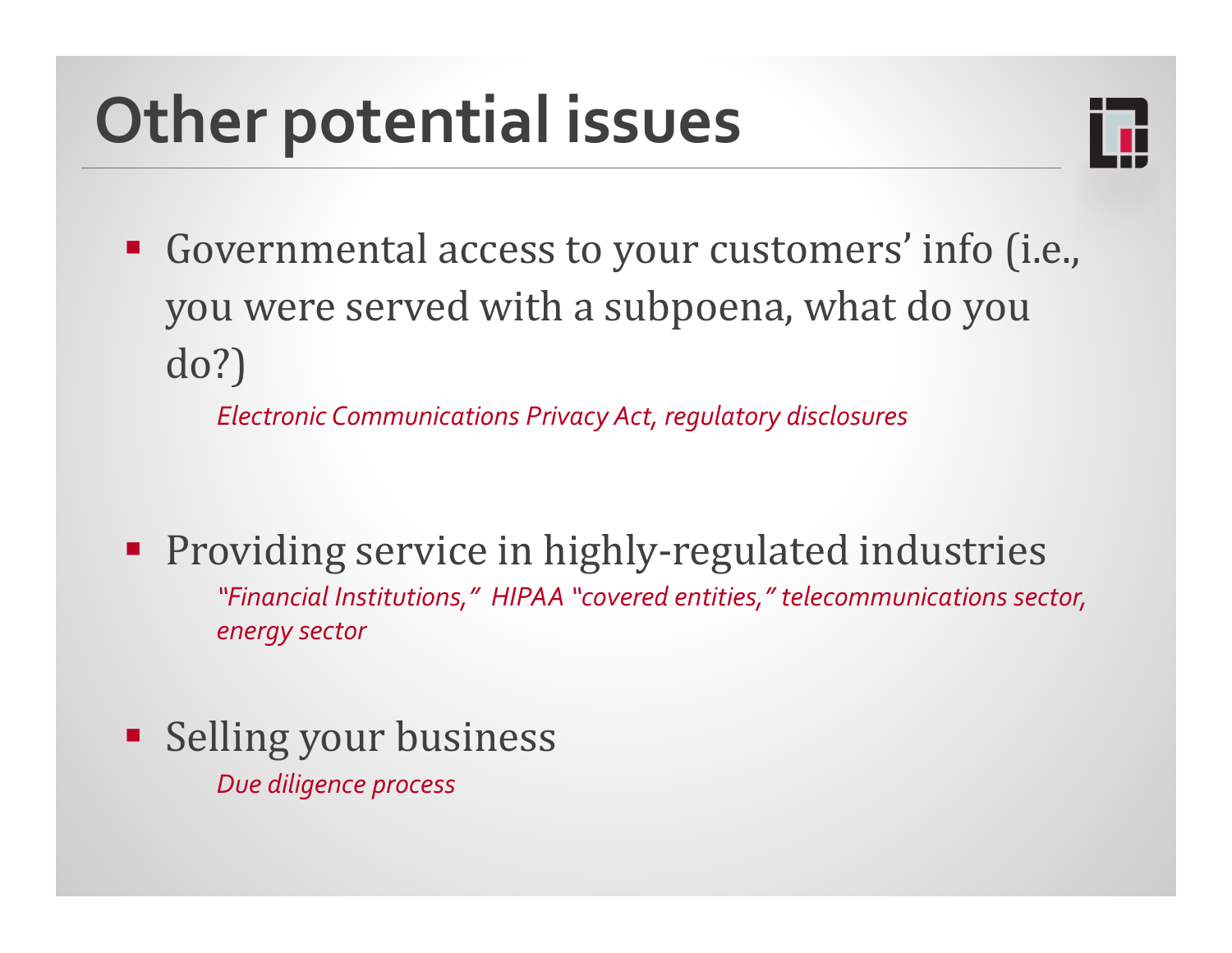# Other potential issues

- Governmental access to your customers' info (i.e., you were served with a subpoena, what do you do?)

  *Electronic Communications Privacy Act, regulatory disclosures*

- Providing service in highly-regulated industries

  *"Financial Institutions," HIPAA "covered entities," telecommunications sector, energy sector*

- Selling your business

  *Due diligence process*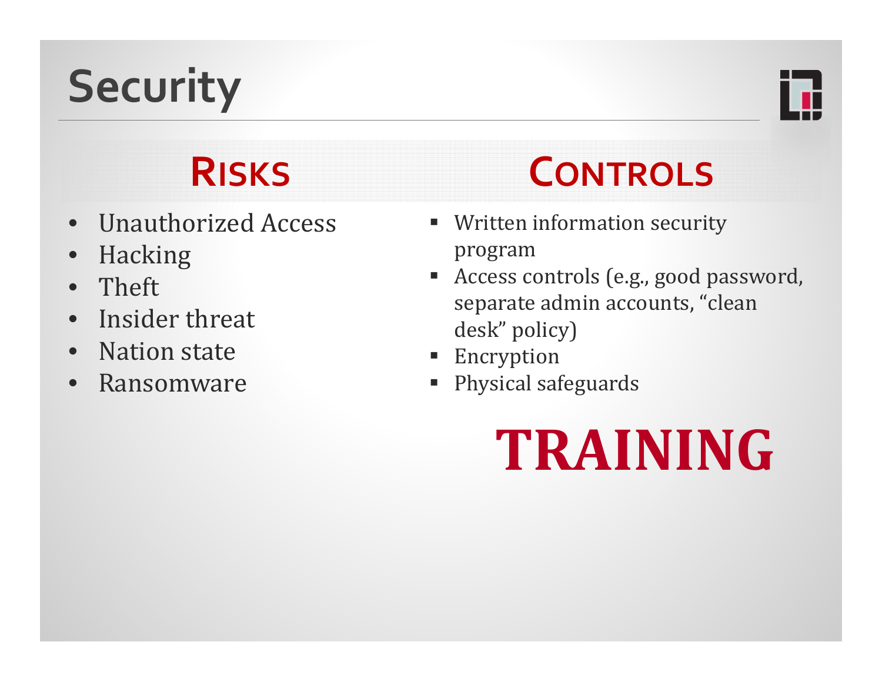# Security

## Risks

- Unauthorized Access
- Hacking
- Theft
- Insider threat
- Nation state
- Ransomware

## Controls

- Written information security program
- Access controls (e.g., good password, separate admin accounts, “clean desk” policy)
- Encryption
- Physical safeguards

**TRAINING**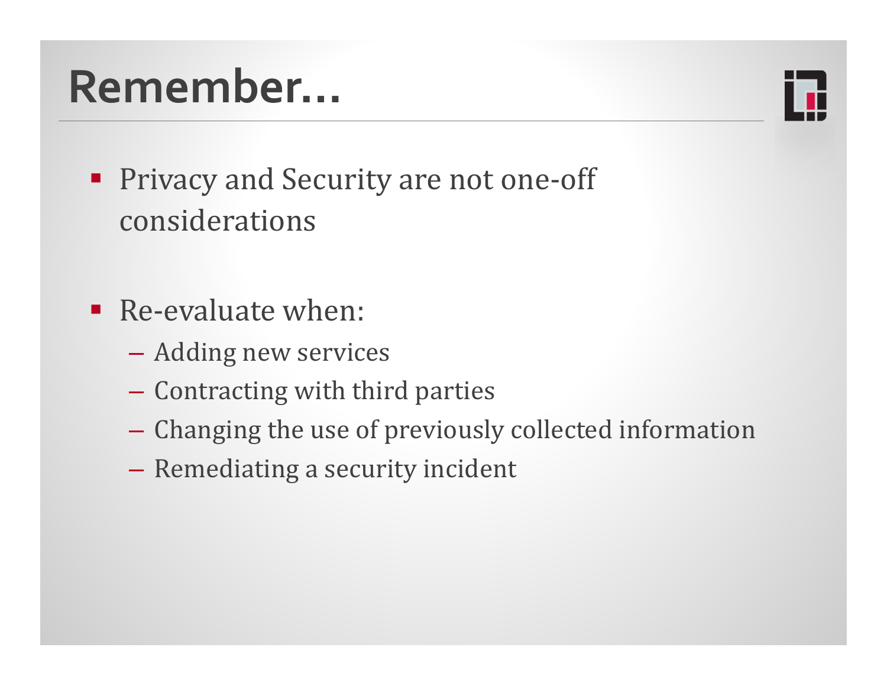# Remember…

- Privacy and Security are not one-off considerations

- Re-evaluate when:
  - Adding new services
  - Contracting with third parties
  - Changing the use of previously collected information
  - Remediating a security incident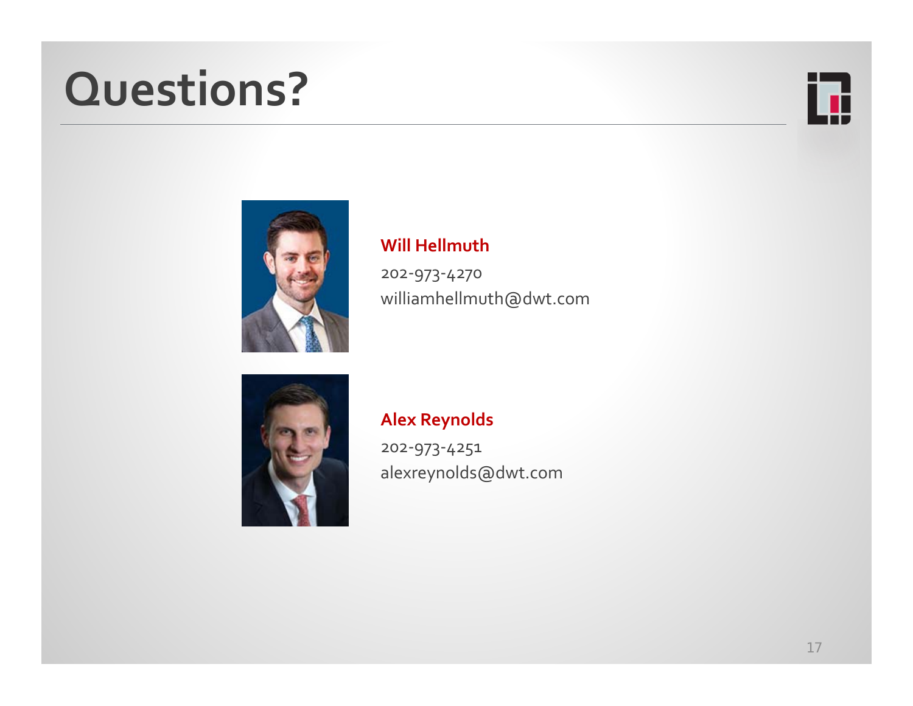# Questions?

**Will Hellmuth**

202-973-4270

williamhellmuth@dwt.com

**Alex Reynolds**

202-973-4251

alexreynolds@dwt.com